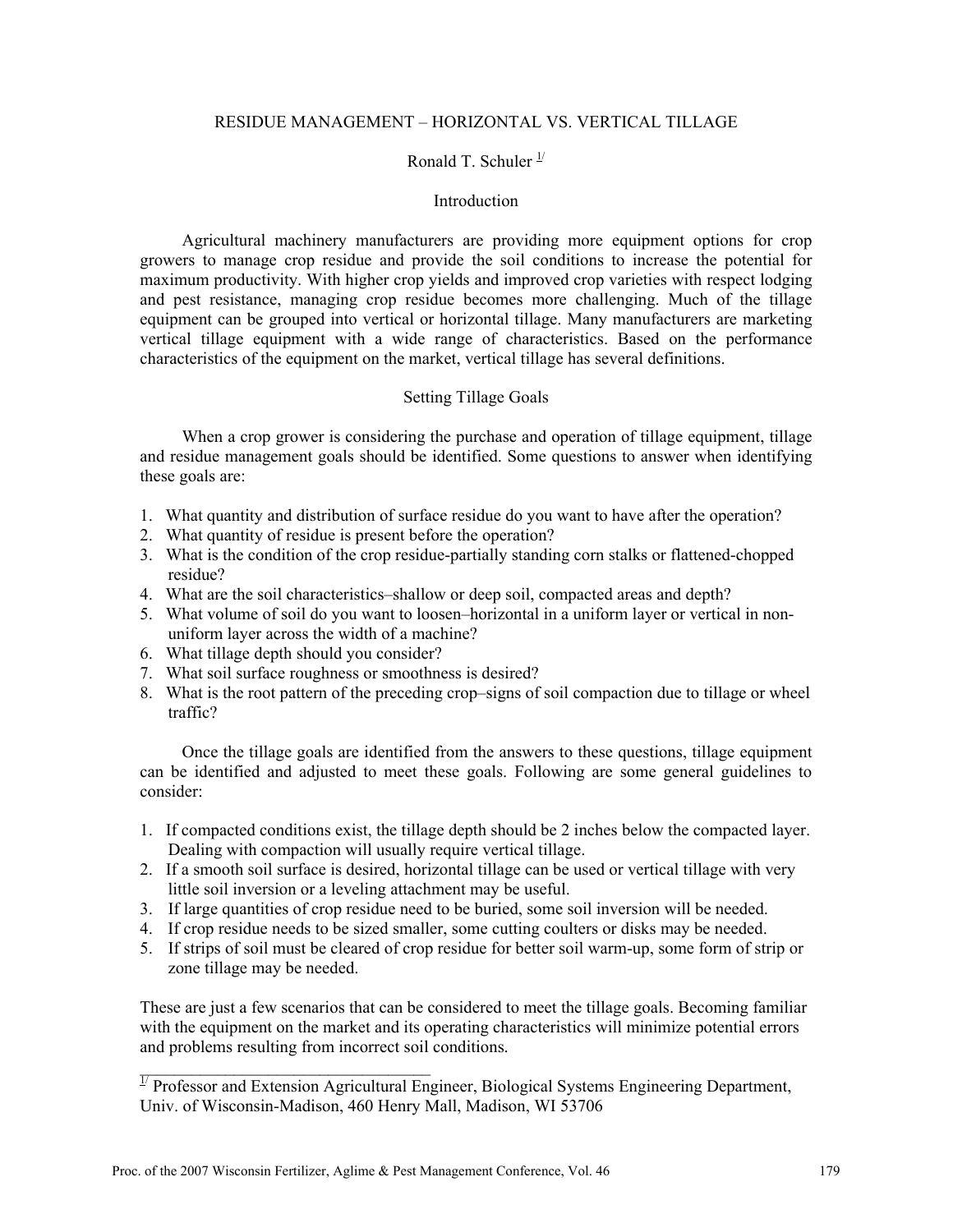# RESIDUE MANAGEMENT – HORIZONTAL VS. VERTICAL TILLAGE

Ronald T. Schuler [1]

## Introduction

Agricultural machinery manufacturers are providing more equipment options for crop growers to manage crop residue and provide the soil conditions to increase the potential for maximum productivity. With higher crop yields and improved crop varieties with respect lodging and pest resistance, managing crop residue becomes more challenging. Much of the tillage equipment can be grouped into vertical or horizontal tillage. Many manufacturers are marketing vertical tillage equipment with a wide range of characteristics. Based on the performance characteristics of the equipment on the market, vertical tillage has several definitions.

## Setting Tillage Goals

When a crop grower is considering the purchase and operation of tillage equipment, tillage and residue management goals should be identified. Some questions to answer when identifying these goals are:

1. What quantity and distribution of surface residue do you want to have after the operation?
2. What quantity of residue is present before the operation?
3. What is the condition of the crop residue-partially standing corn stalks or flattened-chopped residue?
4. What are the soil characteristics–shallow or deep soil, compacted areas and depth?
5. What volume of soil do you want to loosen–horizontal in a uniform layer or vertical in non-uniform layer across the width of a machine?
6. What tillage depth should you consider?
7. What soil surface roughness or smoothness is desired?
8. What is the root pattern of the preceding crop–signs of soil compaction due to tillage or wheel traffic?

Once the tillage goals are identified from the answers to these questions, tillage equipment can be identified and adjusted to meet these goals. Following are some general guidelines to consider:

1. If compacted conditions exist, the tillage depth should be 2 inches below the compacted layer. Dealing with compaction will usually require vertical tillage.
2. If a smooth soil surface is desired, horizontal tillage can be used or vertical tillage with very little soil inversion or a leveling attachment may be useful.
3. If large quantities of crop residue need to be buried, some soil inversion will be needed.
4. If crop residue needs to be sized smaller, some cutting coulters or disks may be needed.
5. If strips of soil must be cleared of crop residue for better soil warm-up, some form of strip or zone tillage may be needed.

These are just a few scenarios that can be considered to meet the tillage goals. Becoming familiar with the equipment on the market and its operating characteristics will minimize potential errors and problems resulting from incorrect soil conditions.

---

[1] Professor and Extension Agricultural Engineer, Biological Systems Engineering Department, Univ. of Wisconsin-Madison, 460 Henry Mall, Madison, WI 53706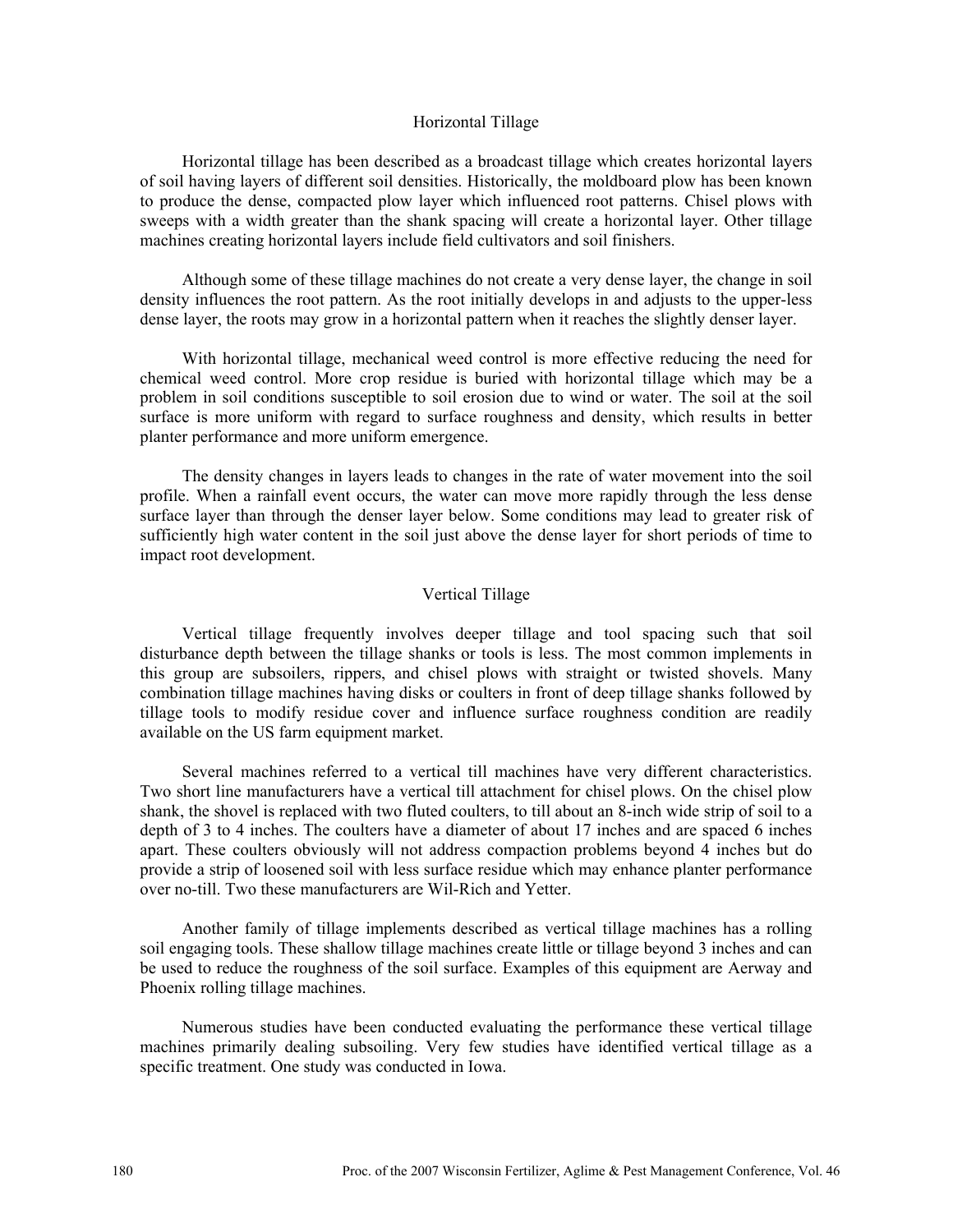## Horizontal Tillage

Horizontal tillage has been described as a broadcast tillage which creates horizontal layers of soil having layers of different soil densities. Historically, the moldboard plow has been known to produce the dense, compacted plow layer which influenced root patterns. Chisel plows with sweeps with a width greater than the shank spacing will create a horizontal layer. Other tillage machines creating horizontal layers include field cultivators and soil finishers.

Although some of these tillage machines do not create a very dense layer, the change in soil density influences the root pattern. As the root initially develops in and adjusts to the upper-less dense layer, the roots may grow in a horizontal pattern when it reaches the slightly denser layer.

With horizontal tillage, mechanical weed control is more effective reducing the need for chemical weed control. More crop residue is buried with horizontal tillage which may be a problem in soil conditions susceptible to soil erosion due to wind or water. The soil at the soil surface is more uniform with regard to surface roughness and density, which results in better planter performance and more uniform emergence.

The density changes in layers leads to changes in the rate of water movement into the soil profile. When a rainfall event occurs, the water can move more rapidly through the less dense surface layer than through the denser layer below. Some conditions may lead to greater risk of sufficiently high water content in the soil just above the dense layer for short periods of time to impact root development.

## Vertical Tillage

Vertical tillage frequently involves deeper tillage and tool spacing such that soil disturbance depth between the tillage shanks or tools is less. The most common implements in this group are subsoilers, rippers, and chisel plows with straight or twisted shovels. Many combination tillage machines having disks or coulters in front of deep tillage shanks followed by tillage tools to modify residue cover and influence surface roughness condition are readily available on the US farm equipment market.

Several machines referred to a vertical till machines have very different characteristics. Two short line manufacturers have a vertical till attachment for chisel plows. On the chisel plow shank, the shovel is replaced with two fluted coulters, to till about an 8-inch wide strip of soil to a depth of 3 to 4 inches. The coulters have a diameter of about 17 inches and are spaced 6 inches apart. These coulters obviously will not address compaction problems beyond 4 inches but do provide a strip of loosened soil with less surface residue which may enhance planter performance over no-till. Two these manufacturers are Wil-Rich and Yetter.

Another family of tillage implements described as vertical tillage machines has a rolling soil engaging tools. These shallow tillage machines create little or tillage beyond 3 inches and can be used to reduce the roughness of the soil surface. Examples of this equipment are Aerway and Phoenix rolling tillage machines.

Numerous studies have been conducted evaluating the performance these vertical tillage machines primarily dealing subsoiling. Very few studies have identified vertical tillage as a specific treatment. One study was conducted in Iowa.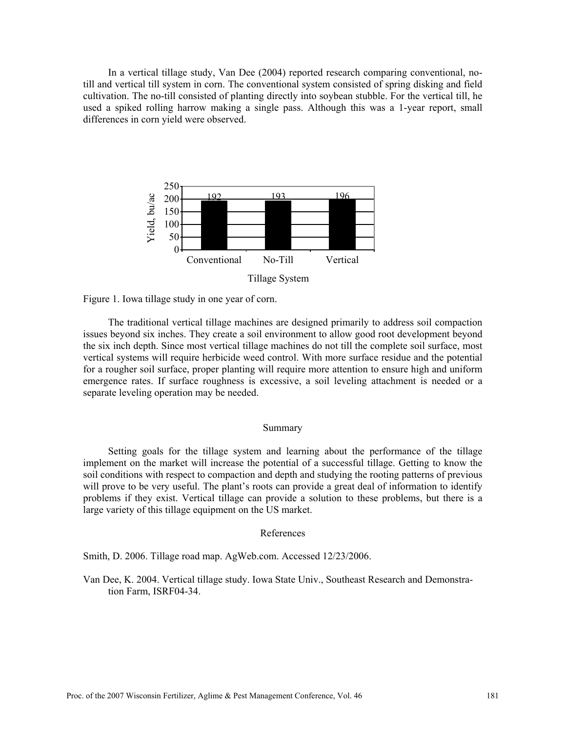In a vertical tillage study, Van Dee (2004) reported research comparing conventional, no-till and vertical till system in corn. The conventional system consisted of spring disking and field cultivation. The no-till consisted of planting directly into soybean stubble. For the vertical till, he used a spiked rolling harrow making a single pass. Although this was a 1-year report, small differences in corn yield were observed.

250
200
150
100
50
0

Yield, bu/ac

192
193
196

Conventional
No-Till
Vertical

Tillage System

Figure 1. Iowa tillage study in one year of corn.

The traditional vertical tillage machines are designed primarily to address soil compaction issues beyond six inches. They create a soil environment to allow good root development beyond the six inch depth. Since most vertical tillage machines do not till the complete soil surface, most vertical systems will require herbicide weed control. With more surface residue and the potential for a rougher soil surface, proper planting will require more attention to ensure high and uniform emergence rates. If surface roughness is excessive, a soil leveling attachment is needed or a separate leveling operation may be needed.

## Summary

Setting goals for the tillage system and learning about the performance of the tillage implement on the market will increase the potential of a successful tillage. Getting to know the soil conditions with respect to compaction and depth and studying the rooting patterns of previous will prove to be very useful. The plant's roots can provide a great deal of information to identify problems if they exist. Vertical tillage can provide a solution to these problems, but there is a large variety of this tillage equipment on the US market.

## References

Smith, D. 2006. Tillage road map. AgWeb.com. Accessed 12/23/2006.

Van Dee, K. 2004. Vertical tillage study. Iowa State Univ., Southeast Research and Demonstration Farm, ISRF04-34.